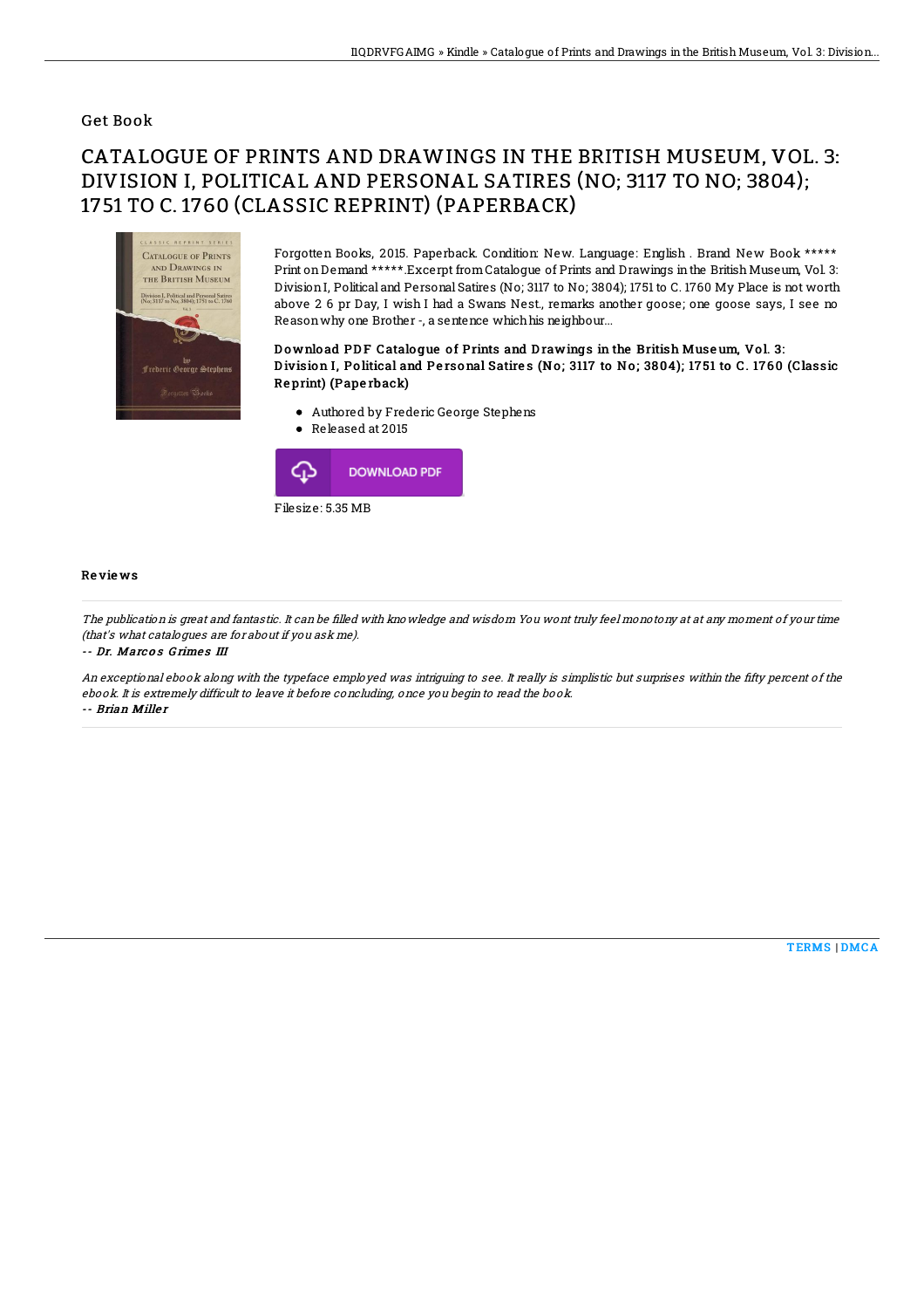Get Book

# CATALOGUE OF PRINTS AND DRAWINGS IN THE BRITISH MUSEUM, VOL. 3: DIVISION I, POLITICAL AND PERSONAL SATIRES (NO; 3117 TO NO; 3804); 1751 TO C. 1760 (CLASSIC REPRINT) (PAPERBACK)

Forgotten Books, 2015. Paperback. Condition: New. Language: English . Brand New Book ***** Print on Demand *****.Excerpt from Catalogue of Prints and Drawings in the British Museum, Vol. 3: Division I, Political and Personal Satires (No; 3117 to No; 3804); 1751 to C. 1760 My Place is not worth above 2 6 pr Day, I wish I had a Swans Nest., remarks another goose; one goose says, I see no Reason why one Brother -, a sentence which his neighbour...

**Download PDF Catalogue of Prints and Drawings in the British Museum, Vol. 3: Division I, Political and Personal Satires (No; 3117 to No; 3804); 1751 to C. 1760 (Classic Reprint) (Paperback)**

- Authored by Frederic George Stephens
- Released at 2015

DOWNLOAD PDF

Filesize: 5.35 MB

## Reviews

*The publication is great and fantastic. It can be filled with knowledge and wisdom You wont truly feel monotony at at any moment of your time (that's what catalogues are for about if you ask me).*

*-- Dr. Marcos Grimes III*

*An exceptional ebook along with the typeface employed was intriguing to see. It really is simplistic but surprises within the fifty percent of the ebook. It is extremely difficult to leave it before concluding, once you begin to read the book.*

*-- Brian Miller*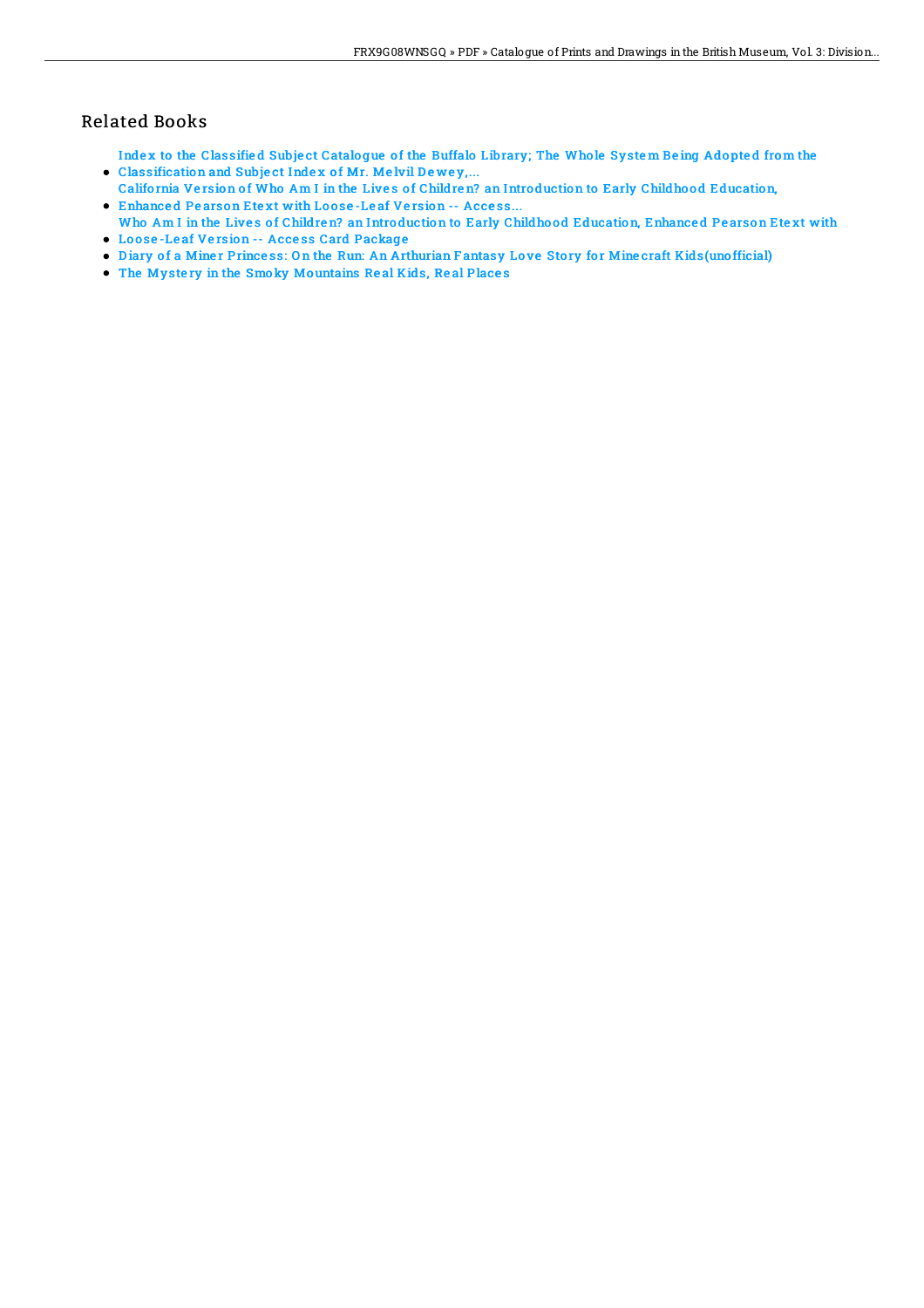## Related Books

- Index to the Classified Subject Catalogue of the Buffalo Library; The Whole System Being Adopted from the Classification and Subject Index of Mr. Melvil Dewey,...
- California Version of Who Am I in the Lives of Children? an Introduction to Early Childhood Education, Enhanced Pearson Etext with Loose-Leaf Version -- Access...
- Who Am I in the Lives of Children? an Introduction to Early Childhood Education, Enhanced Pearson Etext with Loose-Leaf Version -- Access Card Package
- Diary of a Miner Princess: On the Run: An Arthurian Fantasy Love Story for Minecraft Kids(unofficial)
- The Mystery in the Smoky Mountains Real Kids, Real Places